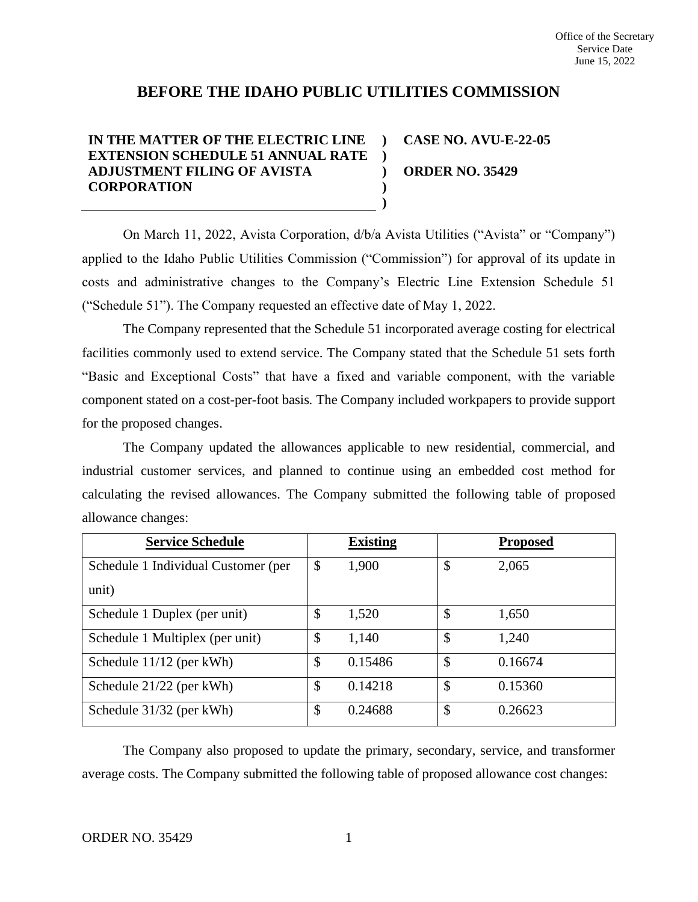Office of the Secretary
Service Date
June 15, 2022

# BEFORE THE IDAHO PUBLIC UTILITIES COMMISSION

**IN THE MATTER OF THE ELECTRIC LINE EXTENSION SCHEDULE 51 ANNUAL RATE ADJUSTMENT FILING OF AVISTA CORPORATION**

**CASE NO. AVU-E-22-05**

**ORDER NO. 35429**

On March 11, 2022, Avista Corporation, d/b/a Avista Utilities ("Avista" or "Company") applied to the Idaho Public Utilities Commission ("Commission") for approval of its update in costs and administrative changes to the Company's Electric Line Extension Schedule 51 ("Schedule 51"). The Company requested an effective date of May 1, 2022.

The Company represented that the Schedule 51 incorporated average costing for electrical facilities commonly used to extend service. The Company stated that the Schedule 51 sets forth "Basic and Exceptional Costs" that have a fixed and variable component, with the variable component stated on a cost-per-foot basis. The Company included workpapers to provide support for the proposed changes.

The Company updated the allowances applicable to new residential, commercial, and industrial customer services, and planned to continue using an embedded cost method for calculating the revised allowances. The Company submitted the following table of proposed allowance changes:

| Service Schedule | Existing | Proposed |
|---|---|---|
| Schedule 1 Individual Customer (per unit) | $ 1,900 | $ 2,065 |
| Schedule 1 Duplex (per unit) | $ 1,520 | $ 1,650 |
| Schedule 1 Multiplex (per unit) | $ 1,140 | $ 1,240 |
| Schedule 11/12 (per kWh) | $ 0.15486 | $ 0.16674 |
| Schedule 21/22 (per kWh) | $ 0.14218 | $ 0.15360 |
| Schedule 31/32 (per kWh) | $ 0.24688 | $ 0.26623 |

The Company also proposed to update the primary, secondary, service, and transformer average costs. The Company submitted the following table of proposed allowance cost changes: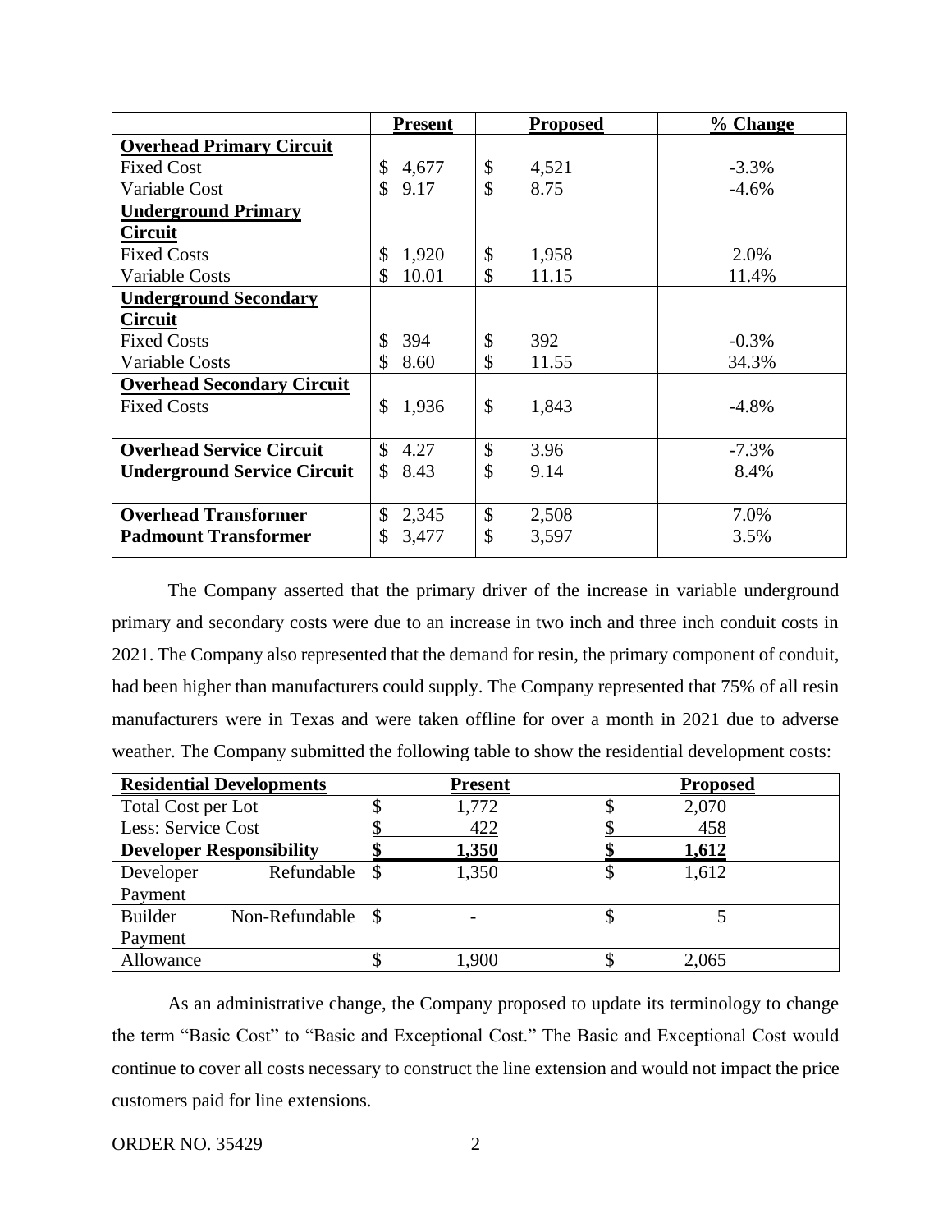| | Present | Proposed | % Change |
|---|---|---|---|
| **Overhead Primary Circuit** | | | |
| Fixed Cost | $ 4,677 | $ 4,521 | -3.3% |
| Variable Cost | $ 9.17 | $ 8.75 | -4.6% |
| **Underground Primary Circuit** | | | |
| Fixed Costs | $ 1,920 | $ 1,958 | 2.0% |
| Variable Costs | $ 10.01 | $ 11.15 | 11.4% |
| **Underground Secondary Circuit** | | | |
| Fixed Costs | $ 394 | $ 392 | -0.3% |
| Variable Costs | $ 8.60 | $ 11.55 | 34.3% |
| **Overhead Secondary Circuit** | | | |
| Fixed Costs | $ 1,936 | $ 1,843 | -4.8% |
| **Overhead Service Circuit** | $ 4.27 | $ 3.96 | -7.3% |
| **Underground Service Circuit** | $ 8.43 | $ 9.14 | 8.4% |
| **Overhead Transformer** | $ 2,345 | $ 2,508 | 7.0% |
| **Padmount Transformer** | $ 3,477 | $ 3,597 | 3.5% |

The Company asserted that the primary driver of the increase in variable underground primary and secondary costs were due to an increase in two inch and three inch conduit costs in 2021. The Company also represented that the demand for resin, the primary component of conduit, had been higher than manufacturers could supply. The Company represented that 75% of all resin manufacturers were in Texas and were taken offline for over a month in 2021 due to adverse weather. The Company submitted the following table to show the residential development costs:

| Residential Developments | Present | Proposed |
|---|---|---|
| Total Cost per Lot | $ 1,772 | $ 2,070 |
| Less: Service Cost | $ 422 | $ 458 |
| **Developer Responsibility** | **$ 1,350** | **$ 1,612** |
| Developer Refundable Payment | $ 1,350 | $ 1,612 |
| Builder Non-Refundable Payment | $ - | $ 5 |
| Allowance | $ 1,900 | $ 2,065 |

As an administrative change, the Company proposed to update its terminology to change the term "Basic Cost" to "Basic and Exceptional Cost." The Basic and Exceptional Cost would continue to cover all costs necessary to construct the line extension and would not impact the price customers paid for line extensions.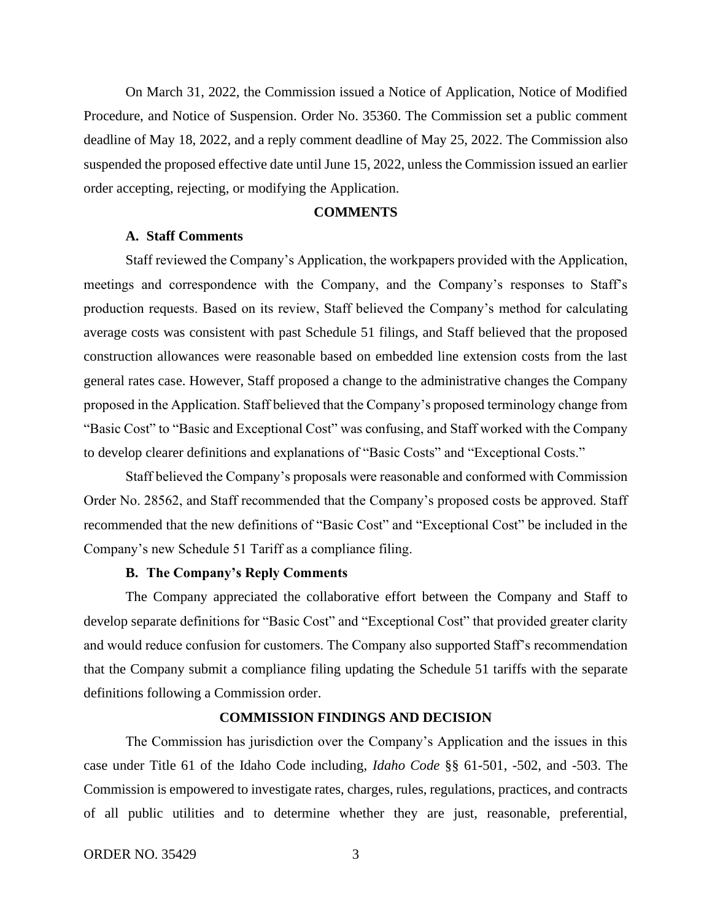On March 31, 2022, the Commission issued a Notice of Application, Notice of Modified Procedure, and Notice of Suspension. Order No. 35360. The Commission set a public comment deadline of May 18, 2022, and a reply comment deadline of May 25, 2022. The Commission also suspended the proposed effective date until June 15, 2022, unless the Commission issued an earlier order accepting, rejecting, or modifying the Application.

## COMMENTS

### A. Staff Comments

Staff reviewed the Company's Application, the workpapers provided with the Application, meetings and correspondence with the Company, and the Company's responses to Staff's production requests. Based on its review, Staff believed the Company's method for calculating average costs was consistent with past Schedule 51 filings, and Staff believed that the proposed construction allowances were reasonable based on embedded line extension costs from the last general rates case. However, Staff proposed a change to the administrative changes the Company proposed in the Application. Staff believed that the Company's proposed terminology change from "Basic Cost" to "Basic and Exceptional Cost" was confusing, and Staff worked with the Company to develop clearer definitions and explanations of "Basic Costs" and "Exceptional Costs."

Staff believed the Company's proposals were reasonable and conformed with Commission Order No. 28562, and Staff recommended that the Company's proposed costs be approved. Staff recommended that the new definitions of "Basic Cost" and "Exceptional Cost" be included in the Company's new Schedule 51 Tariff as a compliance filing.

### B. The Company's Reply Comments

The Company appreciated the collaborative effort between the Company and Staff to develop separate definitions for "Basic Cost" and "Exceptional Cost" that provided greater clarity and would reduce confusion for customers. The Company also supported Staff's recommendation that the Company submit a compliance filing updating the Schedule 51 tariffs with the separate definitions following a Commission order.

## COMMISSION FINDINGS AND DECISION

The Commission has jurisdiction over the Company's Application and the issues in this case under Title 61 of the Idaho Code including, *Idaho Code* §§ 61-501, -502, and -503. The Commission is empowered to investigate rates, charges, rules, regulations, practices, and contracts of all public utilities and to determine whether they are just, reasonable, preferential,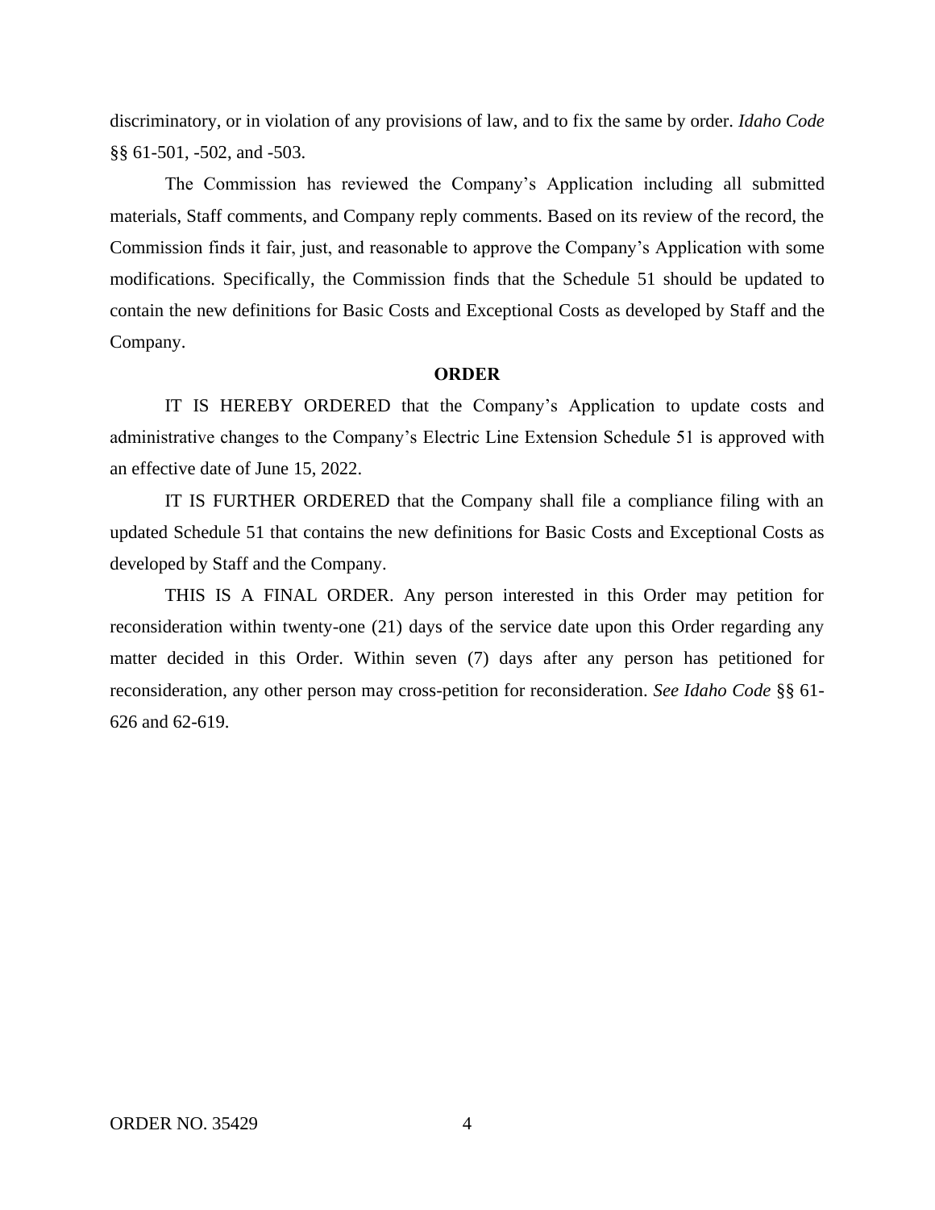discriminatory, or in violation of any provisions of law, and to fix the same by order. *Idaho Code* §§ 61-501, -502, and -503.

The Commission has reviewed the Company's Application including all submitted materials, Staff comments, and Company reply comments. Based on its review of the record, the Commission finds it fair, just, and reasonable to approve the Company's Application with some modifications. Specifically, the Commission finds that the Schedule 51 should be updated to contain the new definitions for Basic Costs and Exceptional Costs as developed by Staff and the Company.

**ORDER**

IT IS HEREBY ORDERED that the Company's Application to update costs and administrative changes to the Company's Electric Line Extension Schedule 51 is approved with an effective date of June 15, 2022.

IT IS FURTHER ORDERED that the Company shall file a compliance filing with an updated Schedule 51 that contains the new definitions for Basic Costs and Exceptional Costs as developed by Staff and the Company.

THIS IS A FINAL ORDER. Any person interested in this Order may petition for reconsideration within twenty-one (21) days of the service date upon this Order regarding any matter decided in this Order. Within seven (7) days after any person has petitioned for reconsideration, any other person may cross-petition for reconsideration. *See Idaho Code* §§ 61-626 and 62-619.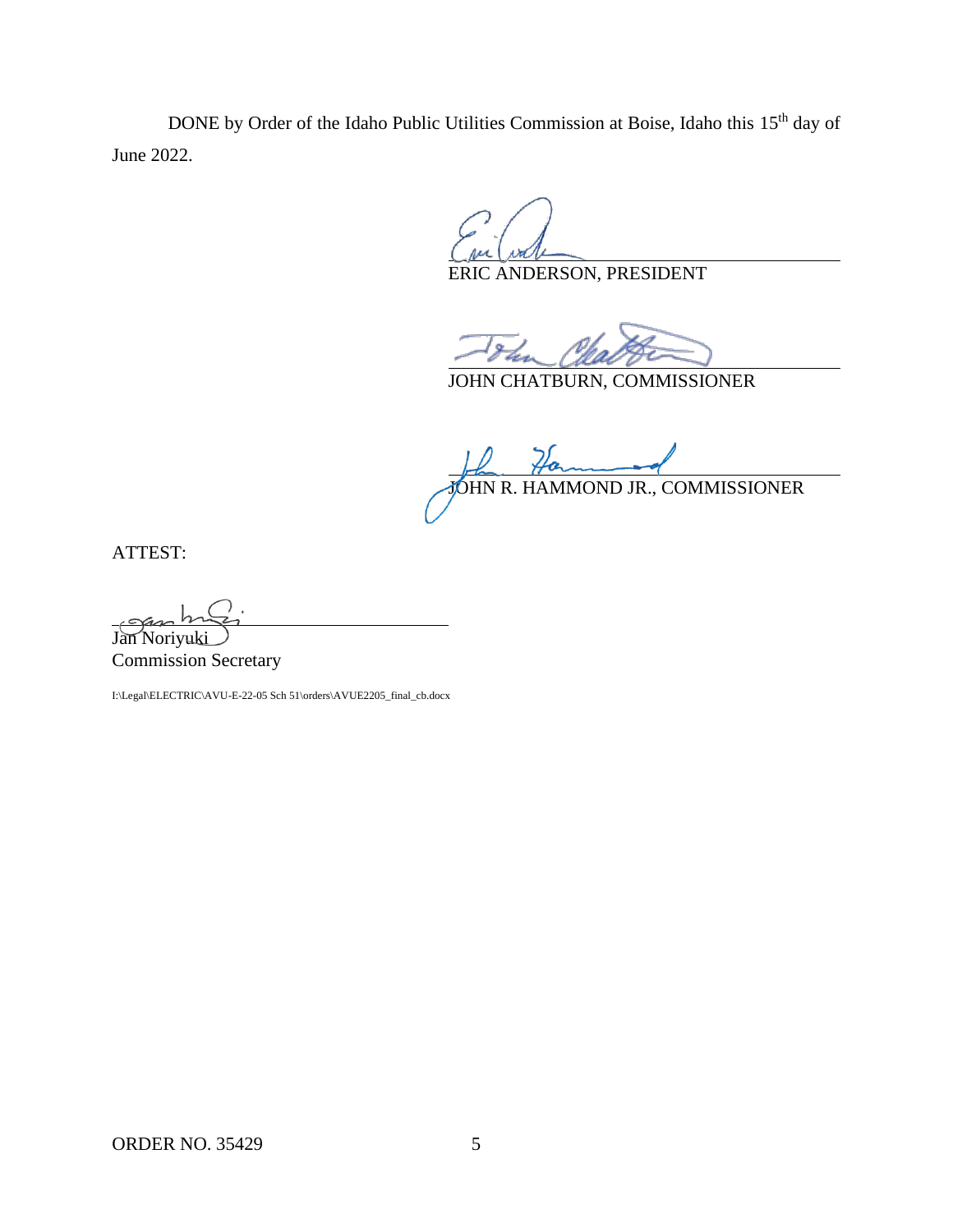DONE by Order of the Idaho Public Utilities Commission at Boise, Idaho this 15th day of June 2022.

ERIC ANDERSON, PRESIDENT

JOHN CHATBURN, COMMISSIONER

JOHN R. HAMMOND JR., COMMISSIONER

ATTEST:

Jan Noriyuki
Commission Secretary

I:\Legal\ELECTRIC\AVU-E-22-05 Sch 51\orders\AVUE2205_final_cb.docx

ORDER NO. 35429